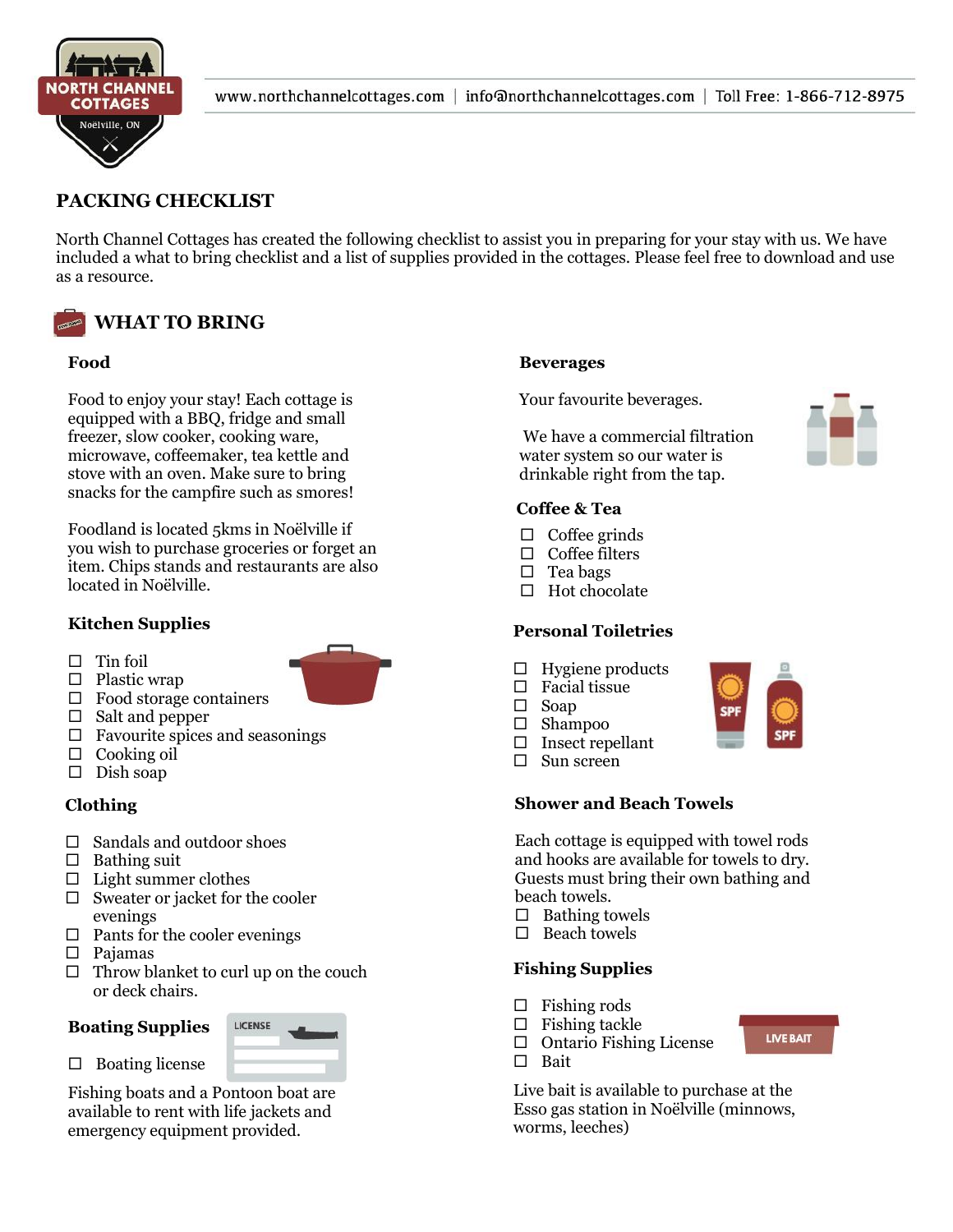www.northchannelcottages.com | info@northchannelcottages.com | Toll Free: 1-866-712-8975

# PACKING CHECKLIST

North Channel Cottages has created the following checklist to assist you in preparing for your stay with us. We have included a what to bring checklist and a list of supplies provided in the cottages. Please feel free to download and use as a resource.

## WHAT TO BRING

### Food

Food to enjoy your stay! Each cottage is equipped with a BBQ, fridge and small freezer, slow cooker, cooking ware, microwave, coffeemaker, tea kettle and stove with an oven. Make sure to bring snacks for the campfire such as smores!

Foodland is located 5kms in Noëlville if you wish to purchase groceries or forget an item. Chips stands and restaurants are also located in Noëlville.

### Kitchen Supplies

- ☐ Tin foil
- ☐ Plastic wrap
- ☐ Food storage containers
- ☐ Salt and pepper
- ☐ Favourite spices and seasonings
- ☐ Cooking oil
- ☐ Dish soap

### Clothing

- ☐ Sandals and outdoor shoes
- ☐ Bathing suit
- ☐ Light summer clothes
- ☐ Sweater or jacket for the cooler evenings
- ☐ Pants for the cooler evenings
- ☐ Pajamas
- ☐ Throw blanket to curl up on the couch or deck chairs.

### Boating Supplies

- ☐ Boating license

Fishing boats and a Pontoon boat are available to rent with life jackets and emergency equipment provided.

### Beverages

Your favourite beverages.

We have a commercial filtration water system so our water is drinkable right from the tap.

### Coffee & Tea

- ☐ Coffee grinds
- ☐ Coffee filters
- ☐ Tea bags
- ☐ Hot chocolate

### Personal Toiletries

- ☐ Hygiene products
- ☐ Facial tissue
- ☐ Soap
- ☐ Shampoo
- ☐ Insect repellant
- ☐ Sun screen

### Shower and Beach Towels

Each cottage is equipped with towel rods and hooks are available for towels to dry. Guests must bring their own bathing and beach towels.

- ☐ Bathing towels
- ☐ Beach towels

### Fishing Supplies

- ☐ Fishing rods
- ☐ Fishing tackle
- ☐ Ontario Fishing License
- ☐ Bait

Live bait is available to purchase at the Esso gas station in Noëlville (minnows, worms, leeches)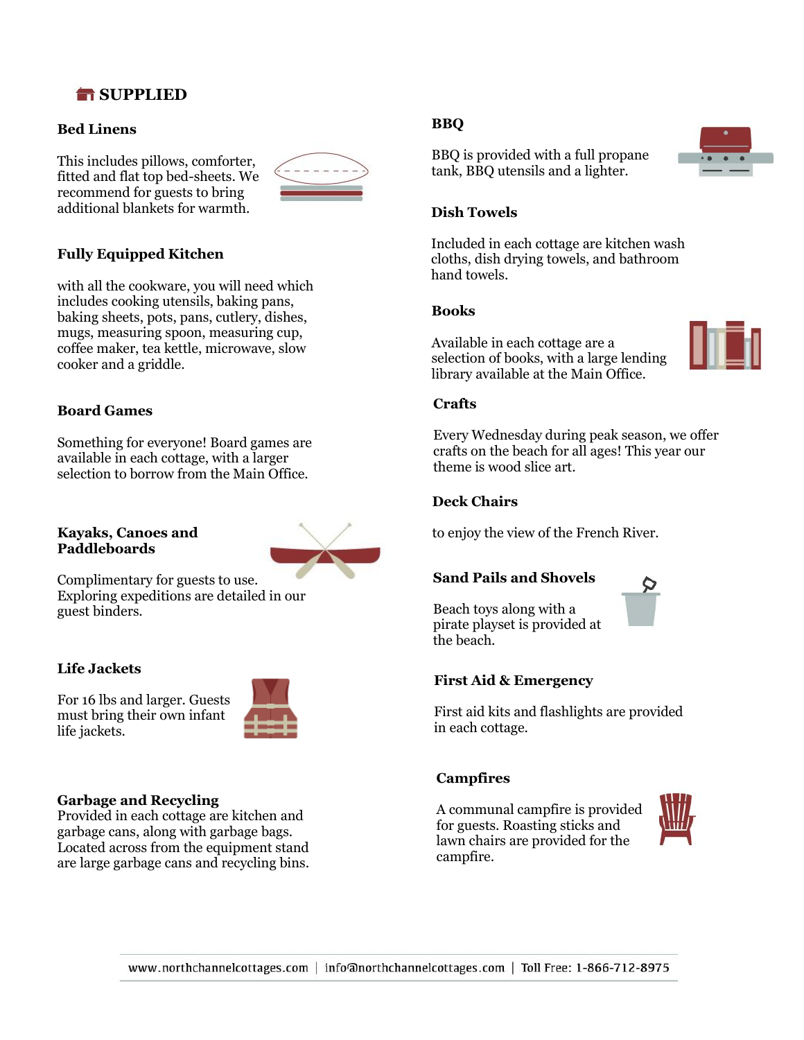# SUPPLIED

### Bed Linens

This includes pillows, comforter, fitted and flat top bed-sheets. We recommend for guests to bring additional blankets for warmth.

### Fully Equipped Kitchen

with all the cookware, you will need which includes cooking utensils, baking pans, baking sheets, pots, pans, cutlery, dishes, mugs, measuring spoon, measuring cup, coffee maker, tea kettle, microwave, slow cooker and a griddle.

### Board Games

Something for everyone! Board games are available in each cottage, with a larger selection to borrow from the Main Office.

### Kayaks, Canoes and Paddleboards

Complimentary for guests to use. Exploring expeditions are detailed in our guest binders.

### Life Jackets

For 16 lbs and larger. Guests must bring their own infant life jackets.

### Garbage and Recycling

Provided in each cottage are kitchen and garbage cans, along with garbage bags. Located across from the equipment stand are large garbage cans and recycling bins.

### BBQ

BBQ is provided with a full propane tank, BBQ utensils and a lighter.

### Dish Towels

Included in each cottage are kitchen wash cloths, dish drying towels, and bathroom hand towels.

### Books

Available in each cottage are a selection of books, with a large lending library available at the Main Office.

### Crafts

Every Wednesday during peak season, we offer crafts on the beach for all ages! This year our theme is wood slice art.

### Deck Chairs

to enjoy the view of the French River.

### Sand Pails and Shovels

Beach toys along with a pirate playset is provided at the beach.

### First Aid & Emergency

First aid kits and flashlights are provided in each cottage.

### Campfires

A communal campfire is provided for guests. Roasting sticks and lawn chairs are provided for the campfire.

www.northchannelcottages.com | info@northchannelcottages.com | Toll Free: 1-866-712-8975